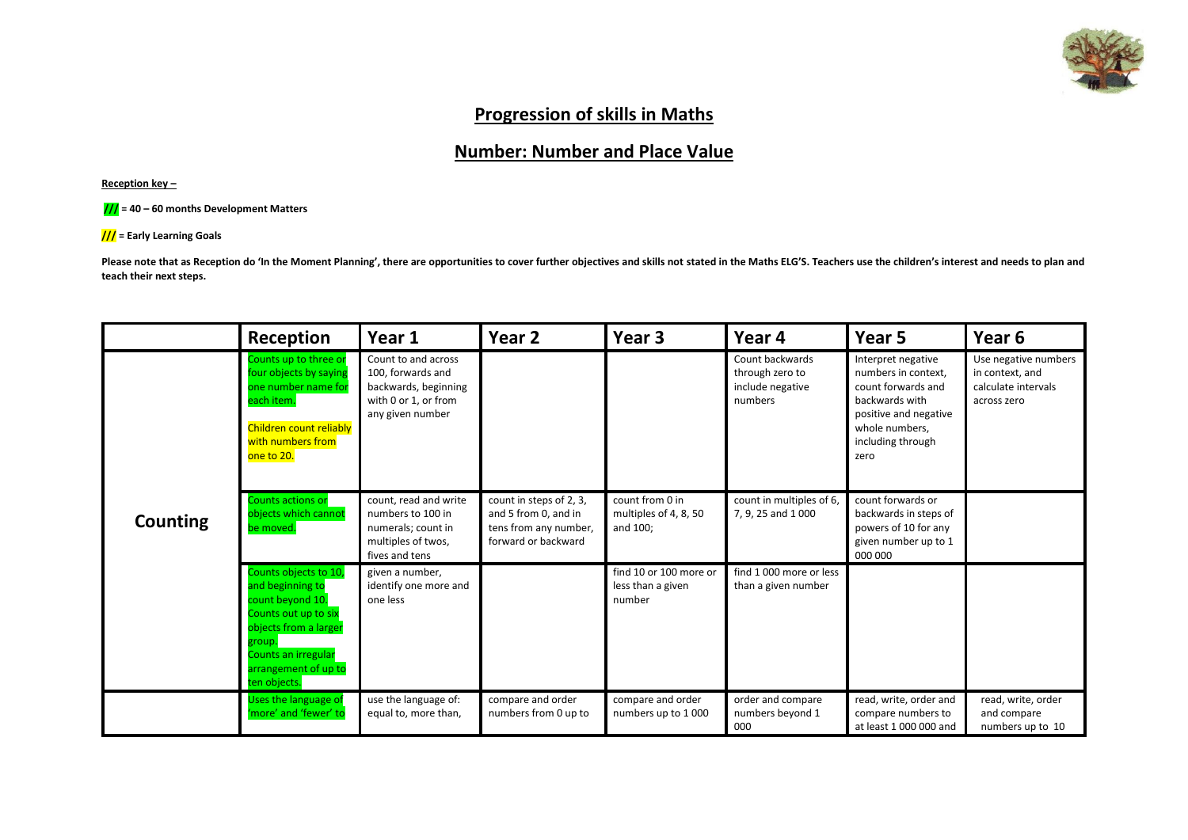# Progression of skills in Maths

## Number: Number and Place Value

**Reception key –**

**/// = 40 – 60 months Development Matters**

**/// = Early Learning Goals**

**Please note that as Reception do 'In the Moment Planning', there are opportunities to cover further objectives and skills not stated in the Maths ELG'S. Teachers use the children's interest and needs to plan and teach their next steps.**

| | Reception | Year 1 | Year 2 | Year 3 | Year 4 | Year 5 | Year 6 |
|---|---|---|---|---|---|---|---|
| **Counting** | Counts up to three or four objects by saying one number name for each item.<br><br>Children count reliably with numbers from one to 20. | Count to and across 100, forwards and backwards, beginning with 0 or 1, or from any given number | | | Count backwards through zero to include negative numbers | Interpret negative numbers in context, count forwards and backwards with positive and negative whole numbers, including through zero | Use negative numbers in context, and calculate intervals across zero |
| | Counts actions or objects which cannot be moved. | count, read and write numbers to 100 in numerals; count in multiples of twos, fives and tens | count in steps of 2, 3, and 5 from 0, and in tens from any number, forward or backward | count from 0 in multiples of 4, 8, 50 and 100; | count in multiples of 6, 7, 9, 25 and 1 000 | count forwards or backwards in steps of powers of 10 for any given number up to 1 000 000 | |
| | Counts objects to 10, and beginning to count beyond 10.<br>Counts out up to six objects from a larger group.<br>Counts an irregular arrangement of up to ten objects. | given a number, identify one more and one less | | find 10 or 100 more or less than a given number | find 1 000 more or less than a given number | | |
| | Uses the language of 'more' and 'fewer' to | use the language of: equal to, more than, | compare and order numbers from 0 up to | compare and order numbers up to 1 000 | order and compare numbers beyond 1 000 | read, write, order and compare numbers to at least 1 000 000 and | read, write, order and compare numbers up to 10 |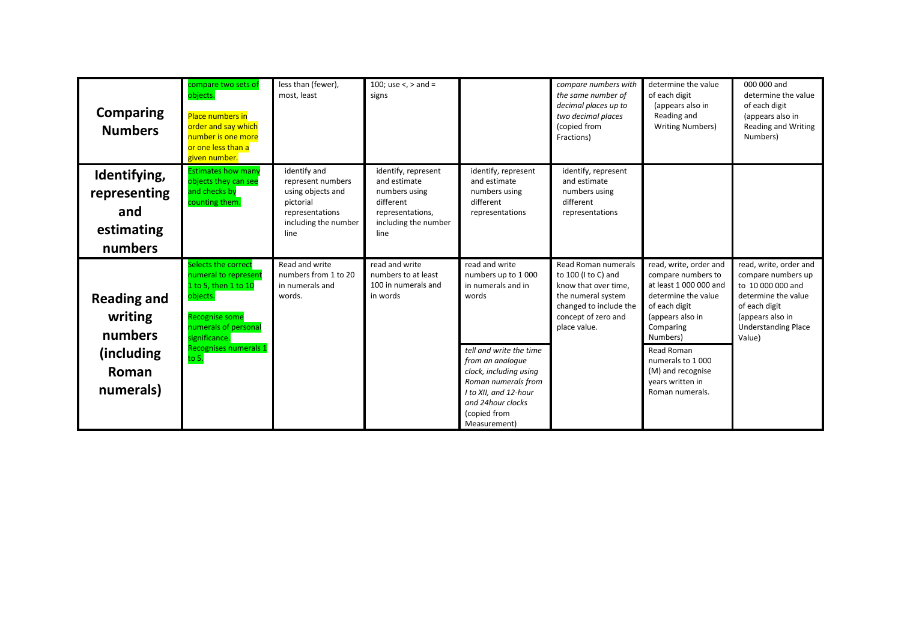| | | | | | | | | |
|---|---|---|---|---|---|---|---|---|
| **Comparing Numbers** | compare two sets of objects.<br><br>Place numbers in order and say which number is one more or one less than a given number. | less than (fewer), most, least | 100; use <, > and = signs | | *compare numbers with the same number of decimal places up to two decimal places* (copied from Fractions) | determine the value of each digit (appears also in Reading and Writing Numbers) | 000 000 and determine the value of each digit (appears also in Reading and Writing Numbers) |
| **Identifying, representing and estimating numbers** | Estimates how many objects they can see and checks by counting them. | identify and represent numbers using objects and pictorial representations including the number line | identify, represent and estimate numbers using different representations, including the number line | identify, represent and estimate numbers using different representations | identify, represent and estimate numbers using different representations | | |
| **Reading and writing numbers (including Roman numerals)** | Selects the correct numeral to represent 1 to 5, then 1 to 10 objects.<br><br>Recognise some numerals of personal significance.<br><br>Recognises numerals 1 to 5. | Read and write numbers from 1 to 20 in numerals and words. | read and write numbers to at least 100 in numerals and in words | read and write numbers up to 1 000 in numerals and in words<br><br>*tell and write the time from an analogue clock, including using Roman numerals from I to XII, and 12-hour and 24hour clocks* (copied from Measurement) | Read Roman numerals to 100 (I to C) and know that over time, the numeral system changed to include the concept of zero and place value. | read, write, order and compare numbers to at least 1 000 000 and determine the value of each digit (appears also in Comparing Numbers)<br><br>Read Roman numerals to 1 000 (M) and recognise years written in Roman numerals. | read, write, order and compare numbers up to 10 000 000 and determine the value of each digit (appears also in Understanding Place Value) |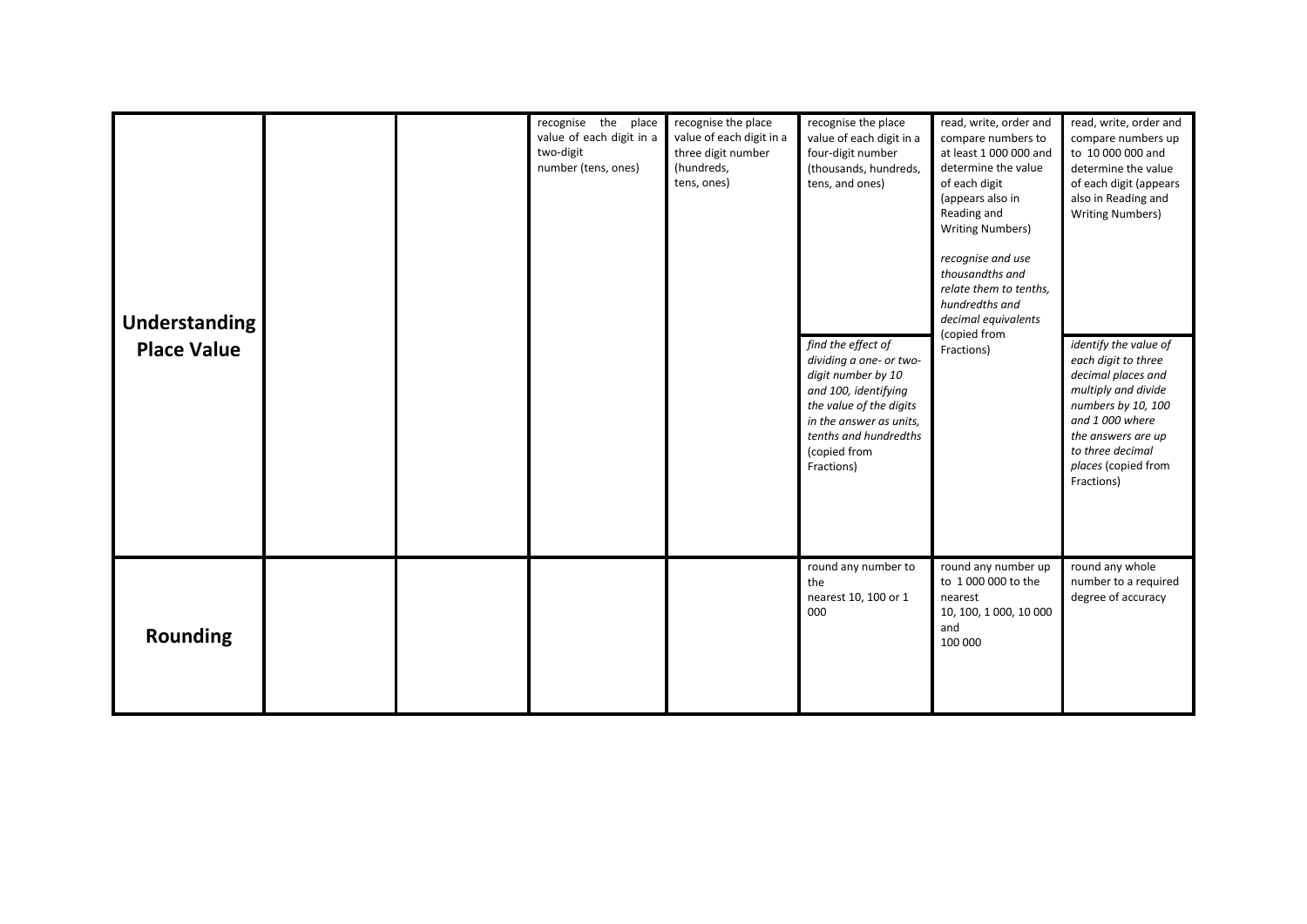|  |  |  |  |  |  |  |  |
|---|---|---|---|---|---|---|---|
| **Understanding Place Value** |  |  | recognise the place value of each digit in a two-digit number (tens, ones) | recognise the place value of each digit in a three digit number (hundreds, tens, ones) | recognise the place value of each digit in a four-digit number (thousands, hundreds, tens, and ones) | read, write, order and compare numbers to at least 1 000 000 and determine the value of each digit (appears also in Reading and Writing Numbers) | read, write, order and compare numbers up to 10 000 000 and determine the value of each digit (appears also in Reading and Writing Numbers) |
|  |  |  |  |  | *find the effect of dividing a one- or two-digit number by 10 and 100, identifying the value of the digits in the answer as units, tenths and hundredths* (copied from Fractions) | *recognise and use thousandths and relate them to tenths, hundredths and decimal equivalents* (copied from Fractions) | *identify the value of each digit to three decimal places and multiply and divide numbers by 10, 100 and 1 000 where the answers are up to three decimal places* (copied from Fractions) |
| **Rounding** |  |  |  |  | round any number to the nearest 10, 100 or 1 000 | round any number up to 1 000 000 to the nearest 10, 100, 1 000, 10 000 and 100 000 | round any whole number to a required degree of accuracy |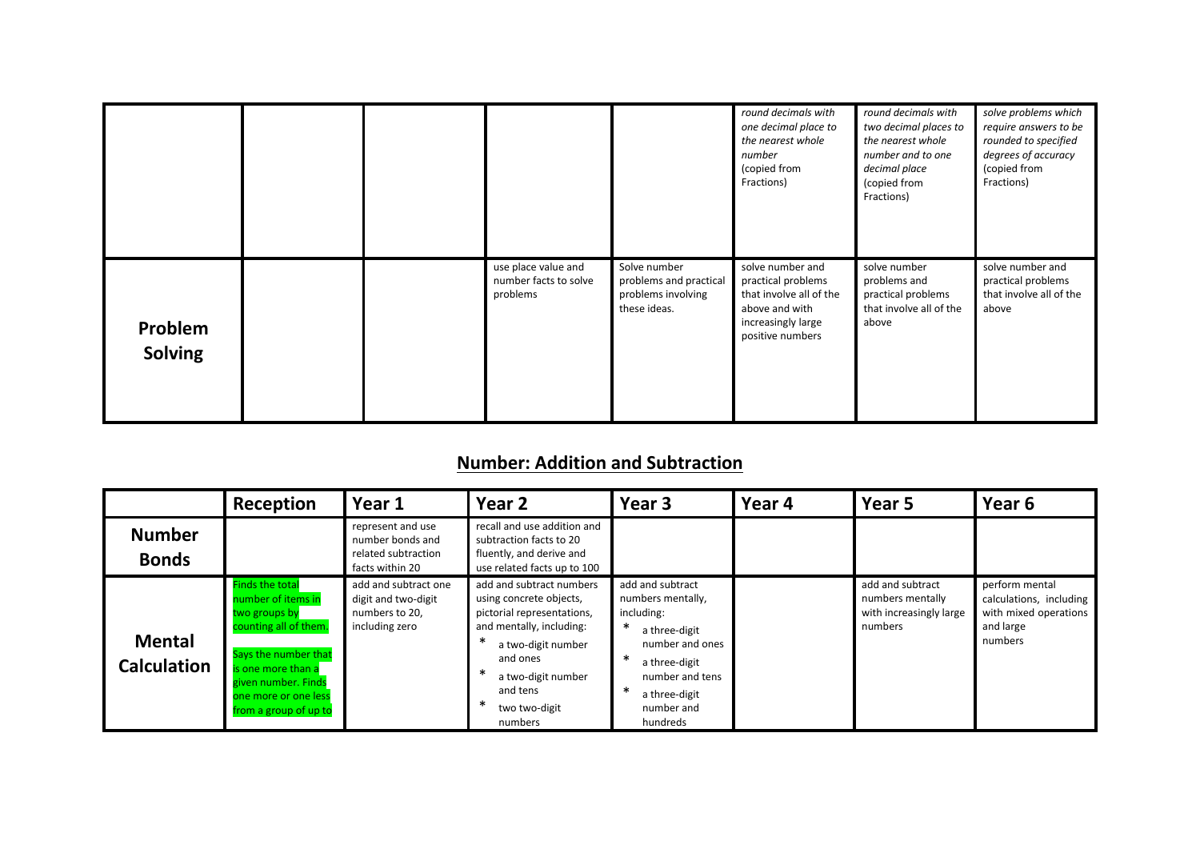| | | | | | | | |
|---|---|---|---|---|---|---|---|
| | | | | | *round decimals with one decimal place to the nearest whole number* (copied from Fractions) | *round decimals with two decimal places to the nearest whole number and to one decimal place* (copied from Fractions) | *solve problems which require answers to be rounded to specified degrees of accuracy* (copied from Fractions) |
| **Problem Solving** | | | use place value and number facts to solve problems | Solve number problems and practical problems involving these ideas. | solve number and practical problems that involve all of the above and with increasingly large positive numbers | solve number problems and practical problems that involve all of the above | solve number and practical problems that involve all of the above |

## Number: Addition and Subtraction

| | Reception | Year 1 | Year 2 | Year 3 | Year 4 | Year 5 | Year 6 |
|---|---|---|---|---|---|---|---|
| **Number Bonds** | | represent and use number bonds and related subtraction facts within 20 | recall and use addition and subtraction facts to 20 fluently, and derive and use related facts up to 100 | | | | |
| **Mental Calculation** | Finds the total number of items in two groups by counting all of them. Says the number that is one more than a given number. Finds one more or one less from a group of up to | add and subtract one digit and two-digit numbers to 20, including zero | add and subtract numbers using concrete objects, pictorial representations, and mentally, including: * a two-digit number and ones * a two-digit number and tens * two two-digit numbers | add and subtract numbers mentally, including: * a three-digit number and ones * a three-digit number and tens * a three-digit number and hundreds | | add and subtract numbers mentally with increasingly large numbers | perform mental calculations, including with mixed operations and large numbers |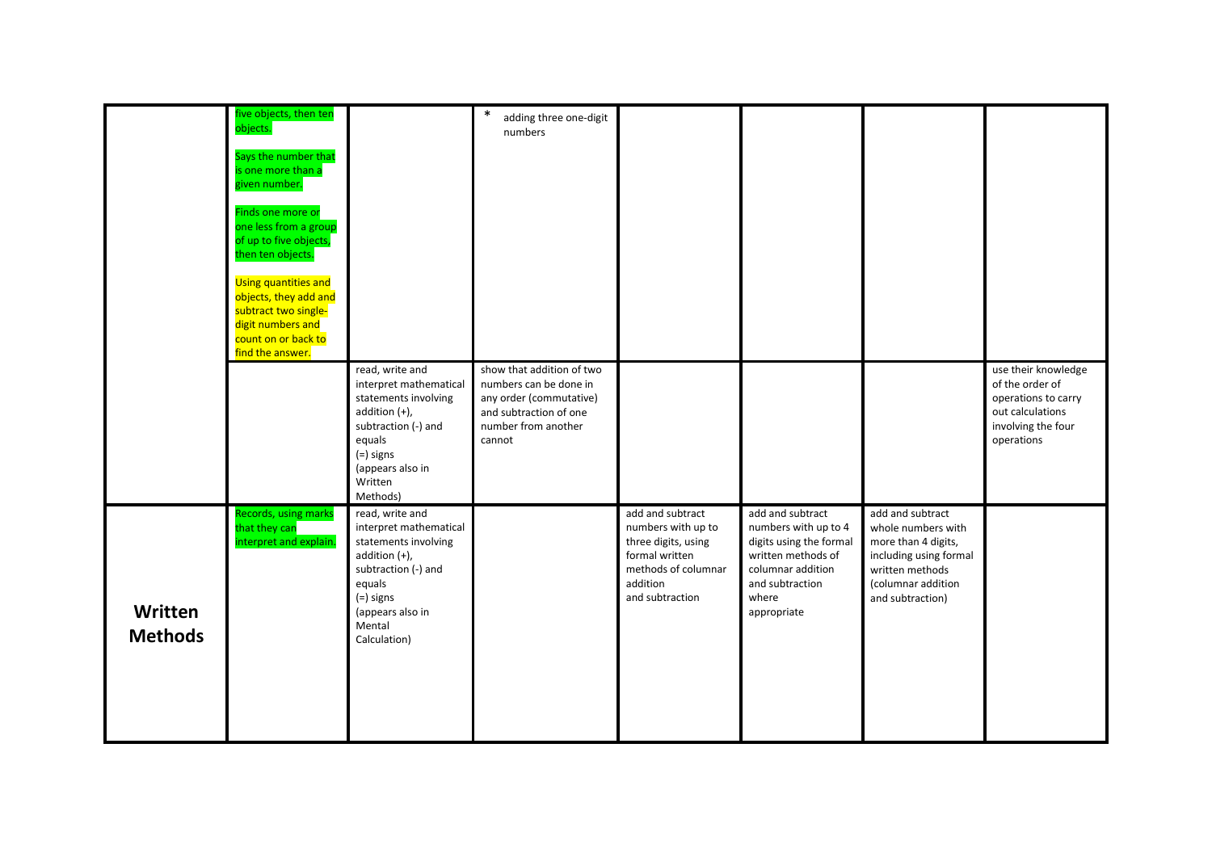| | | | | | | | |
|---|---|---|---|---|---|---|---|
| | five objects, then ten objects.<br><br>Says the number that is one more than a given number.<br><br>Finds one more or one less from a group of up to five objects, then ten objects.<br><br>Using quantities and objects, they add and subtract two single-digit numbers and count on or back to find the answer. | | * adding three one-digit numbers | | | | |
| | | read, write and interpret mathematical statements involving addition (+), subtraction (-) and equals (=) signs (appears also in Written Methods) | show that addition of two numbers can be done in any order (commutative) and subtraction of one number from another cannot | | | | use their knowledge of the order of operations to carry out calculations involving the four operations |
| **Written Methods** | Records, using marks that they can interpret and explain. | read, write and interpret mathematical statements involving addition (+), subtraction (-) and equals (=) signs (appears also in Mental Calculation) | | add and subtract numbers with up to three digits, using formal written methods of columnar addition and subtraction | add and subtract numbers with up to 4 digits using the formal written methods of columnar addition and subtraction where appropriate | add and subtract whole numbers with more than 4 digits, including using formal written methods (columnar addition and subtraction) | |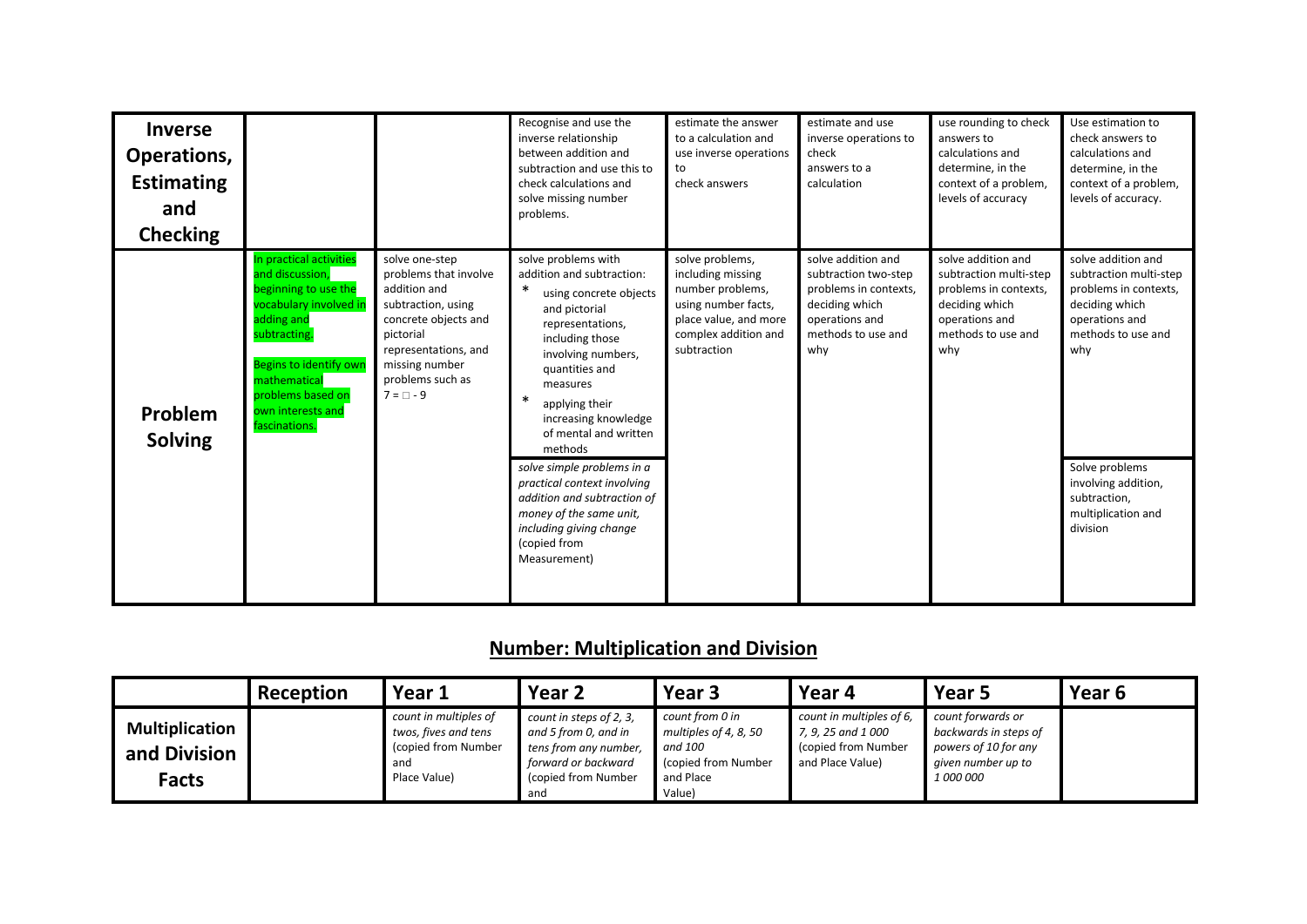| | | | | | | | |
|---|---|---|---|---|---|---|---|
| **Inverse Operations, Estimating and Checking** | | | Recognise and use the inverse relationship between addition and subtraction and use this to check calculations and solve missing number problems. | estimate the answer to a calculation and use inverse operations to check answers | estimate and use inverse operations to check answers to a calculation | use rounding to check answers to calculations and determine, in the context of a problem, levels of accuracy | Use estimation to check answers to calculations and determine, in the context of a problem, levels of accuracy. |
| **Problem Solving** | In practical activities and discussion, beginning to use the vocabulary involved in adding and subtracting. <br><br> Begins to identify own mathematical problems based on own interests and fascinations. | solve one-step problems that involve addition and subtraction, using concrete objects and pictorial representations, and missing number problems such as 7 = □ - 9 | solve problems with addition and subtraction: <br> * using concrete objects and pictorial representations, including those involving numbers, quantities and measures <br> * applying their increasing knowledge of mental and written methods <br><br> *solve simple problems in a practical context involving addition and subtraction of money of the same unit, including giving change* (copied from Measurement) | solve problems, including missing number problems, using number facts, place value, and more complex addition and subtraction | solve addition and subtraction two-step problems in contexts, deciding which operations and methods to use and why | solve addition and subtraction multi-step problems in contexts, deciding which operations and methods to use and why | solve addition and subtraction multi-step problems in contexts, deciding which operations and methods to use and why <br><br> Solve problems involving addition, subtraction, multiplication and division |

## Number: Multiplication and Division

| | Reception | Year 1 | Year 2 | Year 3 | Year 4 | Year 5 | Year 6 |
|---|---|---|---|---|---|---|---|
| **Multiplication and Division Facts** | | *count in multiples of twos, fives and tens* (copied from Number and Place Value) | *count in steps of 2, 3, and 5 from 0, and in tens from any number, forward or backward* (copied from Number and | *count from 0 in multiples of 4, 8, 50 and 100* (copied from Number and Place Value) | *count in multiples of 6, 7, 9, 25 and 1 000* (copied from Number and Place Value) | *count forwards or backwards in steps of powers of 10 for any given number up to 1 000 000* | |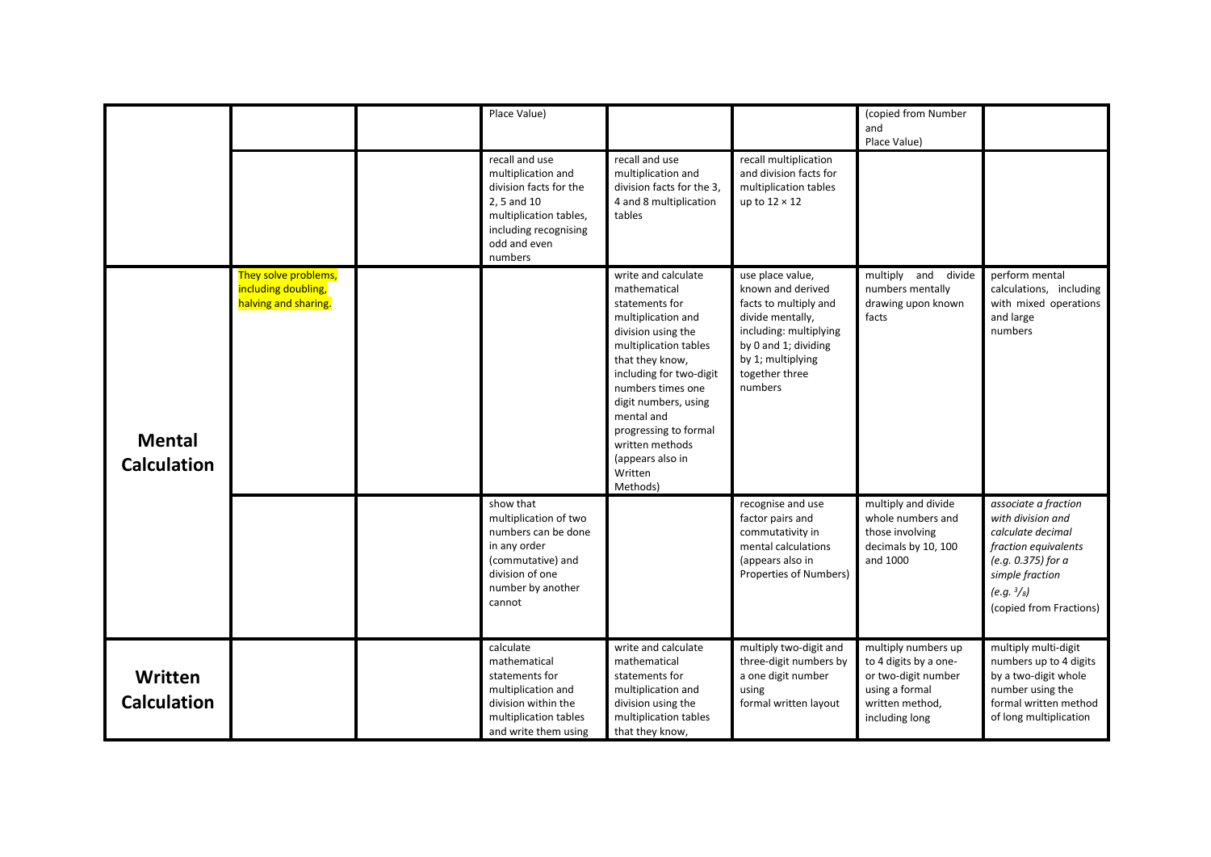| | | | | | | | |
|---|---|---|---|---|---|---|---|
| | | | Place Value) | | | (copied from Number and Place Value) | |
| | | | recall and use multiplication and division facts for the 2, 5 and 10 multiplication tables, including recognising odd and even numbers | recall and use multiplication and division facts for the 3, 4 and 8 multiplication tables | recall multiplication and division facts for multiplication tables up to 12 × 12 | | |
| **Mental Calculation** | They solve problems, including doubling, halving and sharing. | | | write and calculate mathematical statements for multiplication and division using the multiplication tables that they know, including for two-digit numbers times one digit numbers, using mental and progressing to formal written methods (appears also in Written Methods) | use place value, known and derived facts to multiply and divide mentally, including: multiplying by 0 and 1; dividing by 1; multiplying together three numbers | multiply and divide numbers mentally drawing upon known facts | perform mental calculations, including with mixed operations and large numbers |
| | | | show that multiplication of two numbers can be done in any order (commutative) and division of one number by another cannot | | recognise and use factor pairs and commutativity in mental calculations (appears also in Properties of Numbers) | multiply and divide whole numbers and those involving decimals by 10, 100 and 1000 | *associate a fraction with division and calculate decimal fraction equivalents (e.g. 0.375) for a simple fraction (e.g. $^3/_8$)* (copied from Fractions) |
| **Written Calculation** | | | calculate mathematical statements for multiplication and division within the multiplication tables and write them using | write and calculate mathematical statements for multiplication and division using the multiplication tables that they know, | multiply two-digit and three-digit numbers by a one digit number using formal written layout | multiply numbers up to 4 digits by a one- or two-digit number using a formal written method, including long | multiply multi-digit numbers up to 4 digits by a two-digit whole number using the formal written method of long multiplication |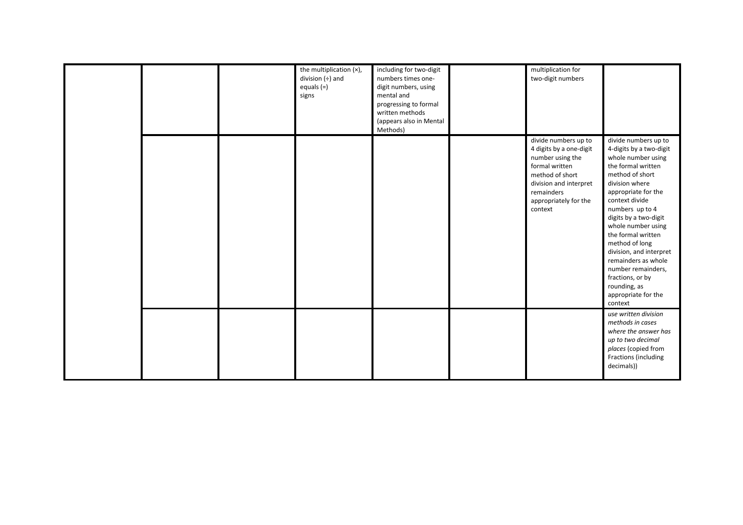| | | | | | | | |
|---|---|---|---|---|---|---|---|
| | | | the multiplication (×), division (÷) and equals (=) signs | including for two-digit numbers times one-digit numbers, using mental and progressing to formal written methods (appears also in Mental Methods) | | multiplication for two-digit numbers | |
| | | | | | | divide numbers up to 4 digits by a one-digit number using the formal written method of short division and interpret remainders appropriately for the context | divide numbers up to 4-digits by a two-digit whole number using the formal written method of short division where appropriate for the context divide numbers up to 4 digits by a two-digit whole number using the formal written method of long division, and interpret remainders as whole number remainders, fractions, or by rounding, as appropriate for the context |
| | | | | | | | *use written division methods in cases where the answer has up to two decimal places* (copied from Fractions (including decimals)) |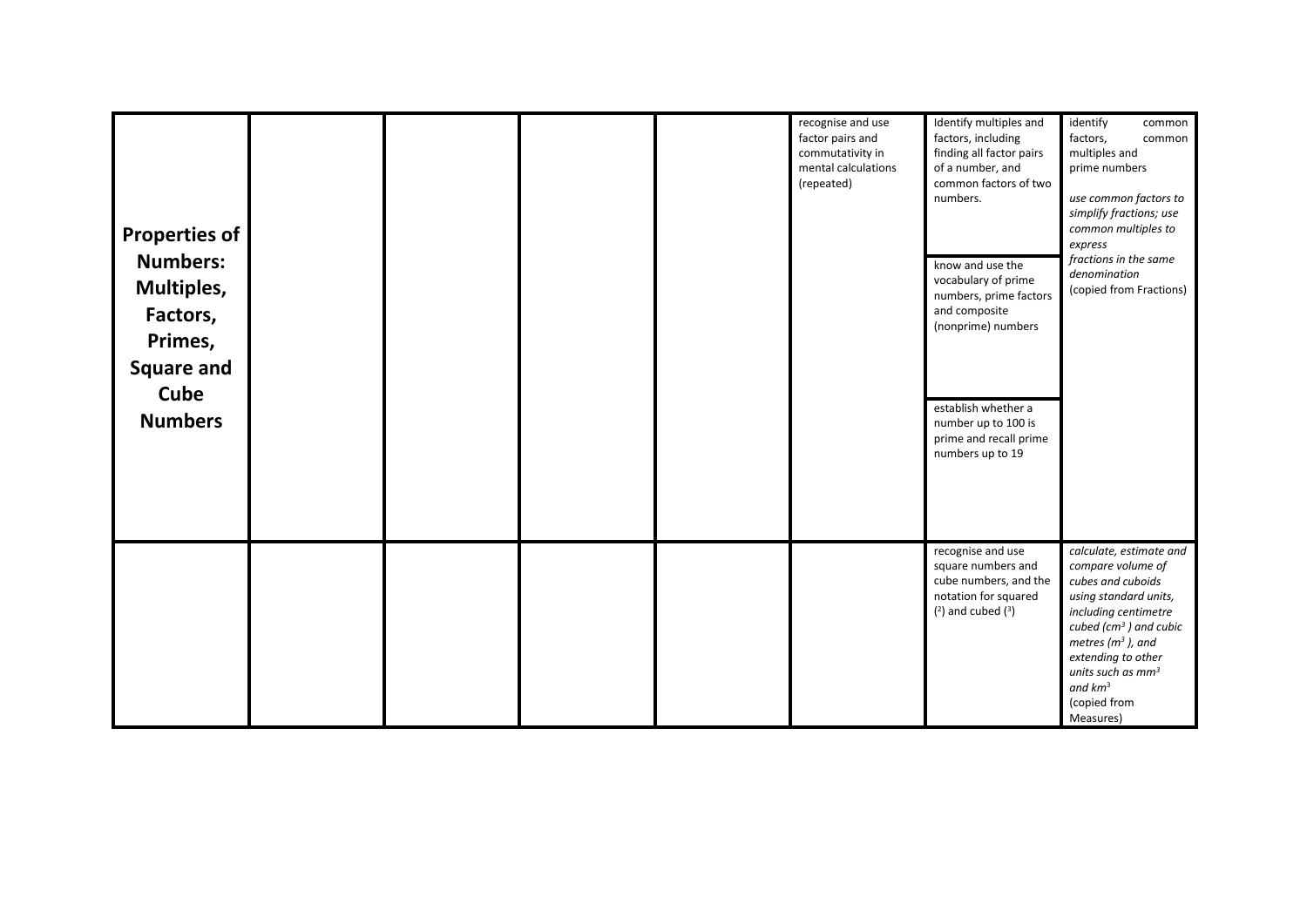| **Properties of Numbers: Multiples, Factors, Primes, Square and Cube Numbers** | | | | | | | |
|---|---|---|---|---|---|---|---|
| | | | | | recognise and use factor pairs and commutativity in mental calculations (repeated) | Identify multiples and factors, including finding all factor pairs of a number, and common factors of two numbers. | identify common factors, common multiples and prime numbers<br><br>*use common factors to simplify fractions; use common multiples to express fractions in the same denomination* (copied from Fractions) |
| | | | | | | know and use the vocabulary of prime numbers, prime factors and composite (nonprime) numbers | |
| | | | | | | establish whether a number up to 100 is prime and recall prime numbers up to 19 | |
| | | | | | | recognise and use square numbers and cube numbers, and the notation for squared ($^2$) and cubed ($^3$) | *calculate, estimate and compare volume of cubes and cuboids using standard units, including centimetre cubed ($cm^3$) and cubic metres ($m^3$), and extending to other units such as $mm^3$ and $km^3$* (copied from Measures) |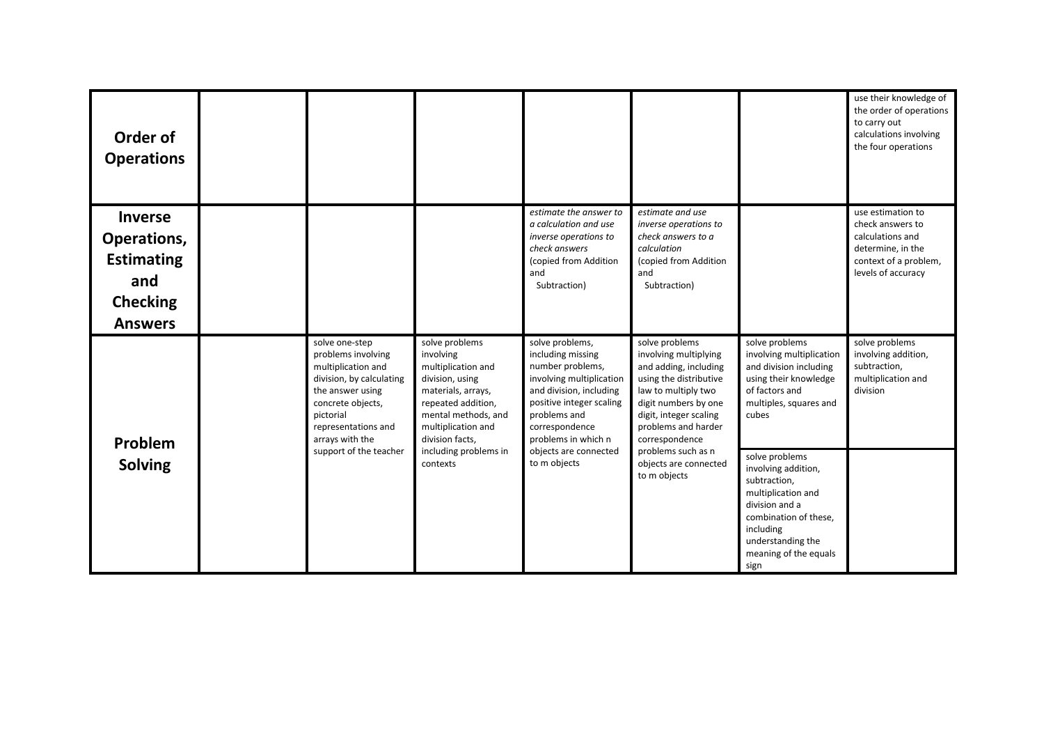| | | | | | | | |
|---|---|---|---|---|---|---|---|
| **Order of Operations** | | | | | | | use their knowledge of the order of operations to carry out calculations involving the four operations |
| **Inverse Operations, Estimating and Checking Answers** | | | | *estimate the answer to a calculation and use inverse operations to check answers* (copied from Addition and Subtraction) | *estimate and use inverse operations to check answers to a calculation* (copied from Addition and Subtraction) | | use estimation to check answers to calculations and determine, in the context of a problem, levels of accuracy |
| **Problem Solving** | | solve one-step problems involving multiplication and division, by calculating the answer using concrete objects, pictorial representations and arrays with the support of the teacher | solve problems involving multiplication and division, using materials, arrays, repeated addition, mental methods, and multiplication and division facts, including problems in contexts | solve problems, including missing number problems, involving multiplication and division, including positive integer scaling problems and correspondence problems in which n objects are connected to m objects | solve problems involving multiplying and adding, including using the distributive law to multiply two digit numbers by one digit, integer scaling problems and harder correspondence problems such as n objects are connected to m objects | solve problems involving multiplication and division including using their knowledge of factors and multiples, squares and cubes | solve problems involving addition, subtraction, multiplication and division |
| | | | | | | solve problems involving addition, subtraction, multiplication and division and a combination of these, including understanding the meaning of the equals sign | |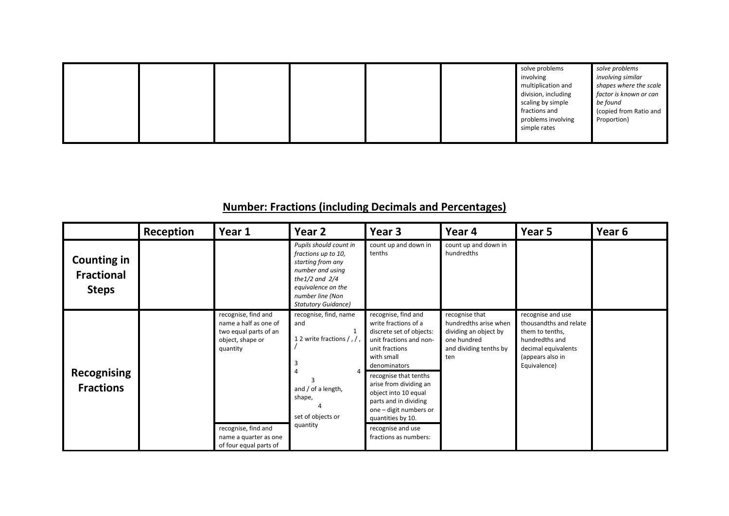| | | | | | | | |
|---|---|---|---|---|---|---|---|
| | | | | | | solve problems involving multiplication and division, including scaling by simple fractions and problems involving simple rates | *solve problems involving similar shapes where the scale factor is known or can be found* (copied from Ratio and Proportion) |

## Number: Fractions (including Decimals and Percentages)

| | Reception | Year 1 | Year 2 | Year 3 | Year 4 | Year 5 | Year 6 |
|---|---|---|---|---|---|---|---|
| **Counting in Fractional Steps** | | | *Pupils should count in fractions up to 10, starting from any number and using the1/2 and 2/4 equivalence on the number line (Non Statutory Guidance)* | count up and down in tenths | count up and down in hundredths | | |
| **Recognising Fractions** | | recognise, find and name a half as one of two equal parts of an object, shape or quantity<br><br>recognise, find and name a quarter as one of four equal parts of | recognise, find, name and write fractions $\frac{1}{3}$, $\frac{1}{4}$, $\frac{2}{4}$ and $\frac{3}{4}$ of a length, shape, set of objects or quantity | recognise, find and write fractions of a discrete set of objects: unit fractions and non-unit fractions with small denominators<br><br>recognise that tenths arise from dividing an object into 10 equal parts and in dividing one – digit numbers or quantities by 10.<br><br>recognise and use fractions as numbers: | recognise that hundredths arise when dividing an object by one hundred and dividing tenths by ten | recognise and use thousandths and relate them to tenths, hundredths and decimal equivalents (appears also in Equivalence) | |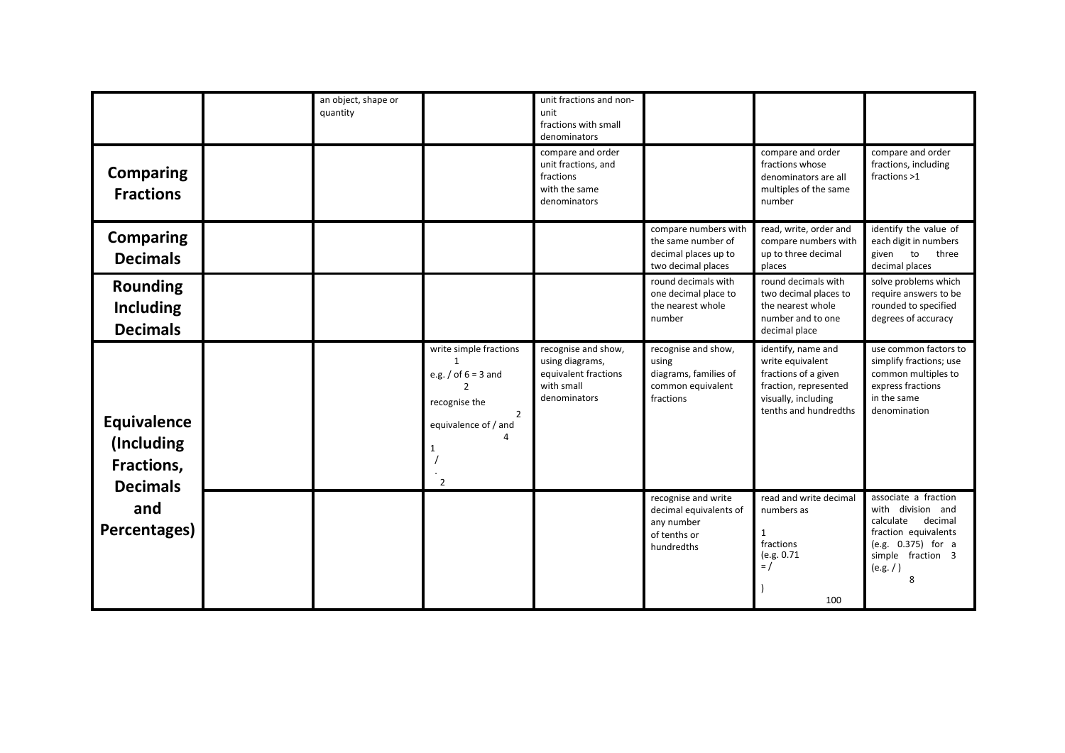| | | | | | | | |
|---|---|---|---|---|---|---|---|
| | | an object, shape or quantity | | unit fractions and non-unit fractions with small denominators | | | |
| **Comparing Fractions** | | | | compare and order unit fractions, and fractions with the same denominators | | compare and order fractions whose denominators are all multiples of the same number | compare and order fractions, including fractions >1 |
| **Comparing Decimals** | | | | | compare numbers with the same number of decimal places up to two decimal places | read, write, order and compare numbers with up to three decimal places | identify the value of each digit in numbers given to three decimal places |
| **Rounding Including Decimals** | | | | | round decimals with one decimal place to the nearest whole number | round decimals with two decimal places to the nearest whole number and to one decimal place | solve problems which require answers to be rounded to specified degrees of accuracy |
| **Equivalence (Including Fractions, Decimals and Percentages)** | | | write simple fractions e.g. $\frac{1}{2}$ of 6 = 3 and recognise the equivalence of $\frac{2}{4}$ and $\frac{1}{2}$. | recognise and show, using diagrams, equivalent fractions with small denominators | recognise and show, using diagrams, families of common equivalent fractions | identify, name and write equivalent fractions of a given fraction, represented visually, including tenths and hundredths | use common factors to simplify fractions; use common multiples to express fractions in the same denomination |
| | | | | | recognise and write decimal equivalents of any number of tenths or hundredths | read and write decimal numbers as fractions (e.g. 0.71 = $\frac{71}{100}$) | associate a fraction with division and calculate decimal fraction equivalents (e.g. 0.375) for a simple fraction (e.g. $\frac{3}{8}$) |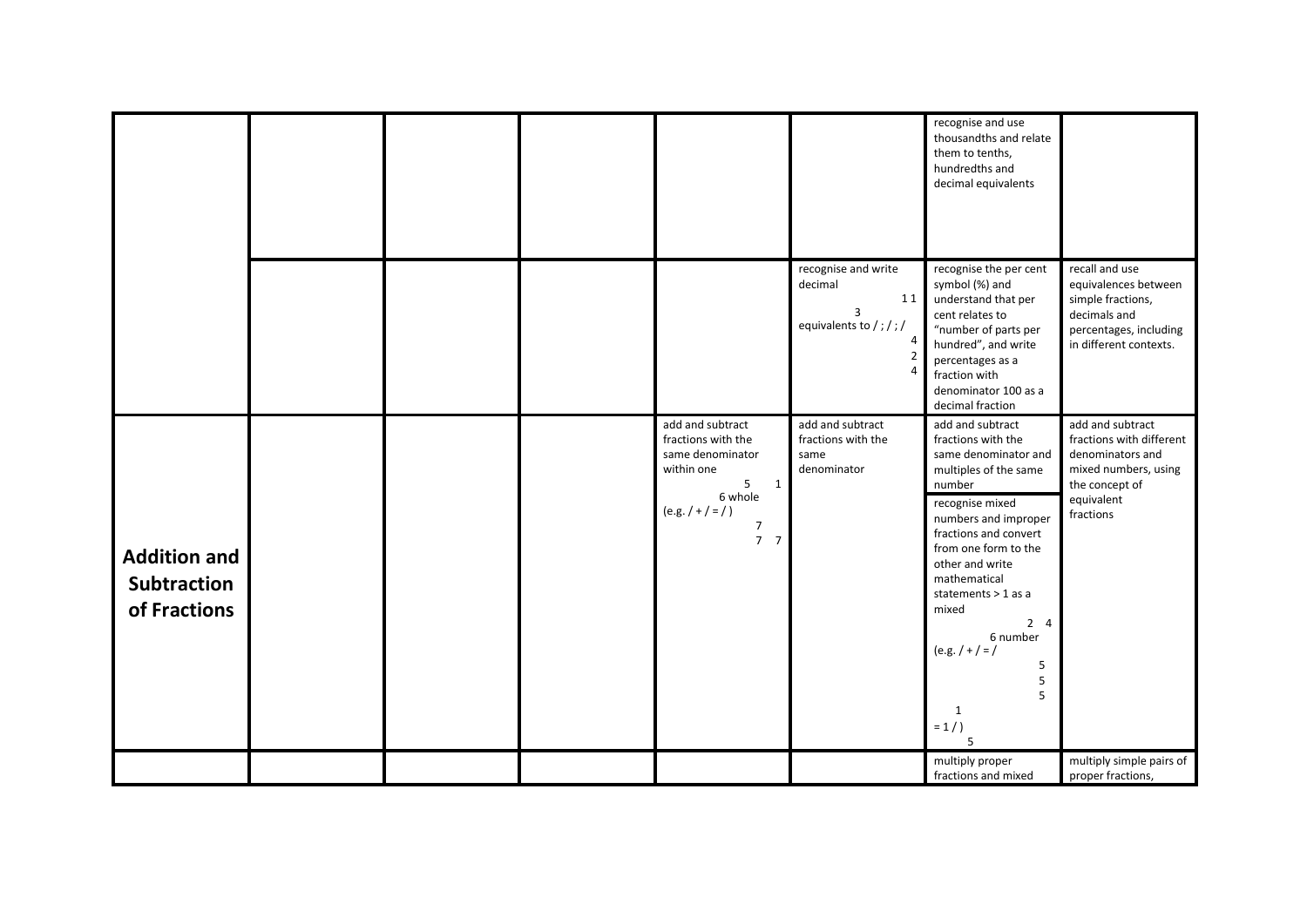| | | | | | | | |
|---|---|---|---|---|---|---|---|
| | | | | | | recognise and use thousandths and relate them to tenths, hundredths and decimal equivalents | |
| | | | | | recognise and write decimal equivalents to $\frac{1}{4}$; $\frac{1}{2}$; $\frac{3}{4}$ | recognise the per cent symbol (%) and understand that per cent relates to "number of parts per hundred", and write percentages as a fraction with denominator 100 as a decimal fraction | recall and use equivalences between simple fractions, decimals and percentages, including in different contexts. |
| **Addition and Subtraction of Fractions** | | | | add and subtract fractions with the same denominator within one whole (e.g. $\frac{5}{7} + \frac{1}{7} = \frac{6}{7}$) | add and subtract fractions with the same denominator | add and subtract fractions with the same denominator and multiples of the same number<br><br>recognise mixed numbers and improper fractions and convert from one form to the other and write mathematical statements > 1 as a mixed number (e.g. $\frac{2}{5} + \frac{4}{5} = \frac{6}{5} = 1\frac{1}{5}$) | add and subtract fractions with different denominators and mixed numbers, using the concept of equivalent fractions |
| | | | | | | multiply proper fractions and mixed | multiply simple pairs of proper fractions, |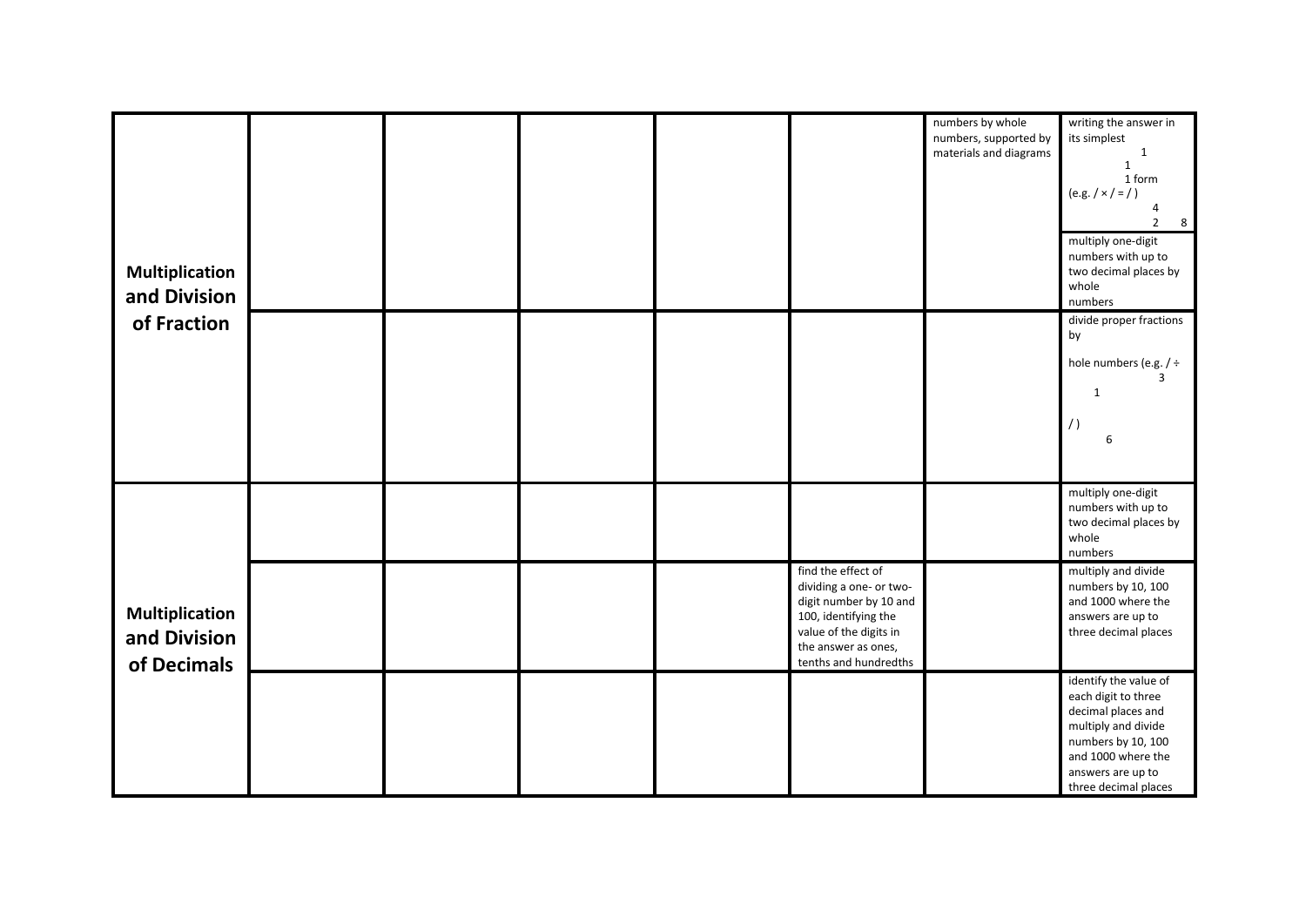| | | | | | | | |
|---|---|---|---|---|---|---|---|
| **Multiplication and Division of Fraction** | | | | | | numbers by whole numbers, supported by materials and diagrams | writing the answer in its simplest form (e.g. $\frac{1}{4} \times \frac{1}{2} = \frac{1}{8}$) |
| | | | | | | | multiply one-digit numbers with up to two decimal places by whole numbers |
| | | | | | | | divide proper fractions by whole numbers (e.g. $\frac{1}{3} \div 2 = \frac{1}{6}$) |
| **Multiplication and Division of Decimals** | | | | | | | multiply one-digit numbers with up to two decimal places by whole numbers |
| | | | | | find the effect of dividing a one- or two-digit number by 10 and 100, identifying the value of the digits in the answer as ones, tenths and hundredths | | multiply and divide numbers by 10, 100 and 1000 where the answers are up to three decimal places |
| | | | | | | | identify the value of each digit to three decimal places and multiply and divide numbers by 10, 100 and 1000 where the answers are up to three decimal places |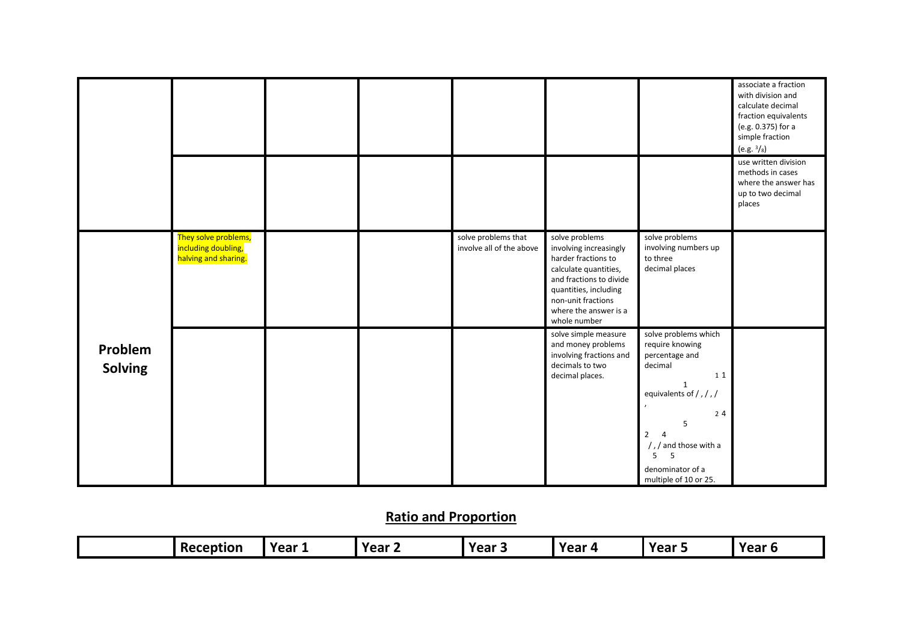| | | | | | | | |
|---|---|---|---|---|---|---|---|
| | | | | | | | associate a fraction with division and calculate decimal fraction equivalents (e.g. 0.375) for a simple fraction (e.g. $^3/_8$) |
| | | | | | | | use written division methods in cases where the answer has up to two decimal places |
| **Problem Solving** | They solve problems, including doubling, halving and sharing. | | | solve problems that involve all of the above | solve problems involving increasingly harder fractions to calculate quantities, and fractions to divide quantities, including non-unit fractions where the answer is a whole number | solve problems involving numbers up to three decimal places | |
| | | | | | solve simple measure and money problems involving fractions and decimals to two decimal places. | solve problems which require knowing percentage and decimal equivalents of $^1/_2$, $^1/_4$, $^1/_5$, $^2/_5$, $^4/_5$ and those with a denominator of a multiple of 10 or 25. | |

## Ratio and Proportion

| | Reception | Year 1 | Year 2 | Year 3 | Year 4 | Year 5 | Year 6 |
|---|---|---|---|---|---|---|---|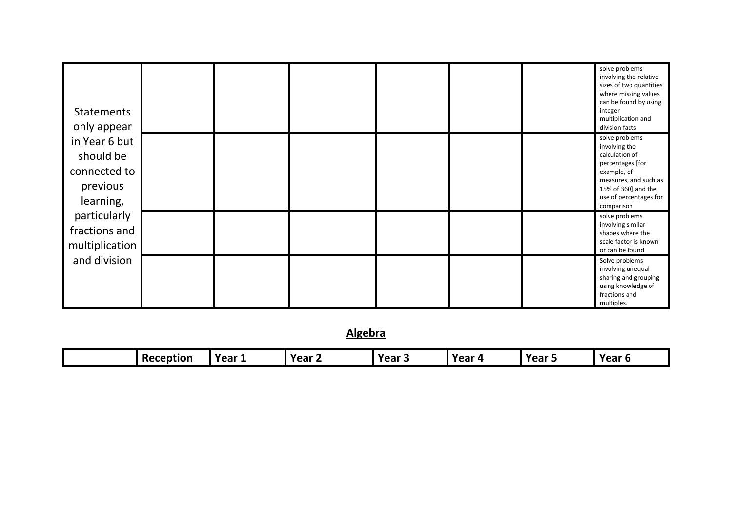| | | | | | | | |
|---|---|---|---|---|---|---|---|
| Statements only appear in Year 6 but should be connected to previous learning, particularly fractions and multiplication and division | | | | | | | solve problems involving the relative sizes of two quantities where missing values can be found by using integer multiplication and division facts |
| | | | | | | | solve problems involving the calculation of percentages [for example, of measures, and such as 15% of 360] and the use of percentages for comparison |
| | | | | | | | solve problems involving similar shapes where the scale factor is known or can be found |
| | | | | | | | Solve problems involving unequal sharing and grouping using knowledge of fractions and multiples. |

## Algebra

| | Reception | Year 1 | Year 2 | Year 3 | Year 4 | Year 5 | Year 6 |
|---|---|---|---|---|---|---|---|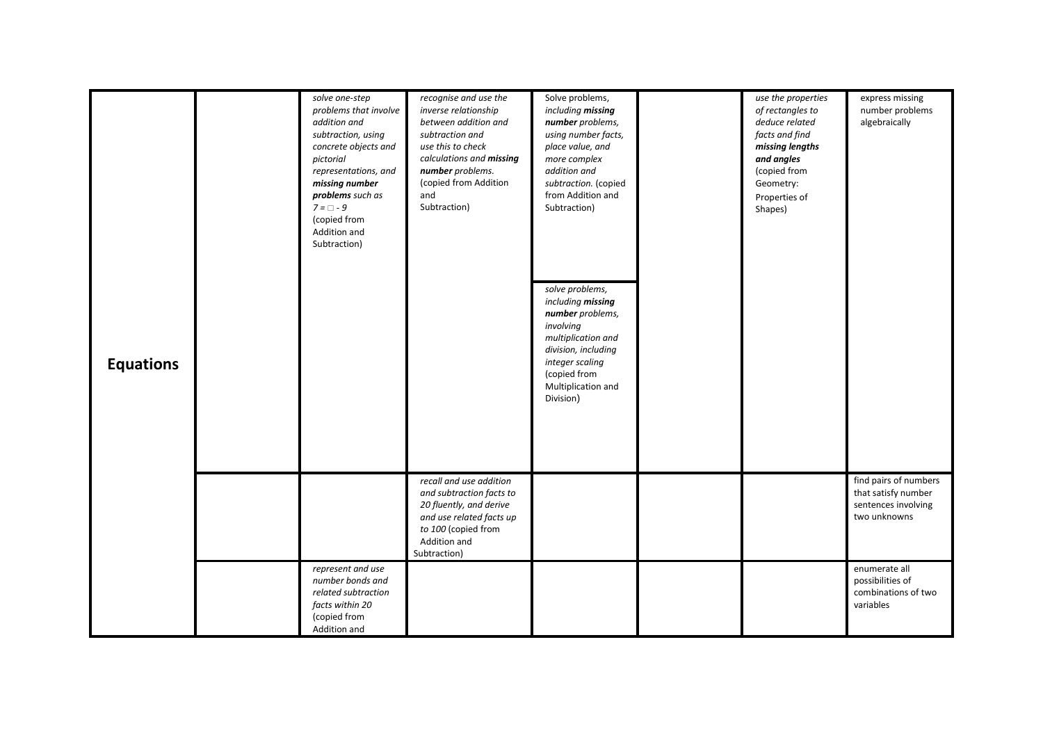| | | | | | | | |
|---|---|---|---|---|---|---|---|
| **Equations** | | *solve one-step problems that involve addition and subtraction, using concrete objects and pictorial representations, and* ***missing number problems*** *such as* $7 = \square - 9$ (copied from Addition and Subtraction) | *recognise and use the inverse relationship between addition and subtraction and use this to check calculations and* ***missing number*** *problems.* (copied from Addition and Subtraction) | Solve problems, *including* ***missing number*** *problems, using number facts, place value, and more complex addition and subtraction.* (copied from Addition and Subtraction) | | *use the properties of rectangles to deduce related facts and find* ***missing lengths and angles*** (copied from Geometry: Properties of Shapes) | express missing number problems algebraically |
| | | | | *solve problems, including* ***missing number*** *problems, involving multiplication and division, including integer scaling* (copied from Multiplication and Division) | | | |
| | | | *recall and use addition and subtraction facts to 20 fluently, and derive and use related facts up to 100* (copied from Addition and Subtraction) | | | | find pairs of numbers that satisfy number sentences involving two unknowns |
| | | *represent and use number bonds and related subtraction facts within 20* (copied from Addition and | | | | | enumerate all possibilities of combinations of two variables |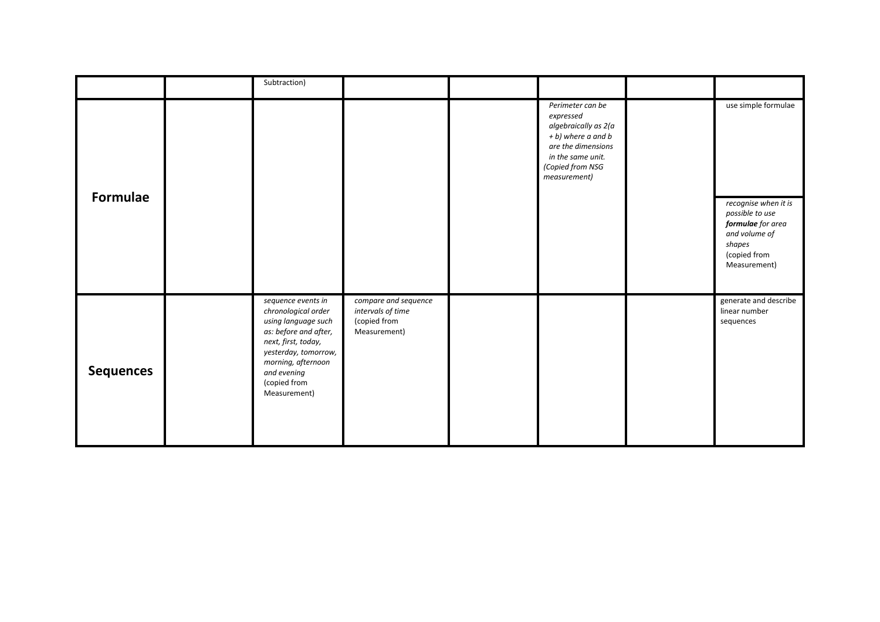| | | | | | | | |
|---|---|---|---|---|---|---|---|
| | | Subtraction) | | | | | |
| **Formulae** | | | | | *Perimeter can be expressed algebraically as 2(a + b) where a and b are the dimensions in the same unit. (Copied from NSG measurement)* | | use simple formulae |
| | | | | | | | *recognise when it is possible to use **formulae** for area and volume of shapes* (copied from Measurement) |
| **Sequences** | | *sequence events in chronological order using language such as: before and after, next, first, today, yesterday, tomorrow, morning, afternoon and evening* (copied from Measurement) | *compare and sequence intervals of time* (copied from Measurement) | | | | generate and describe linear number sequences |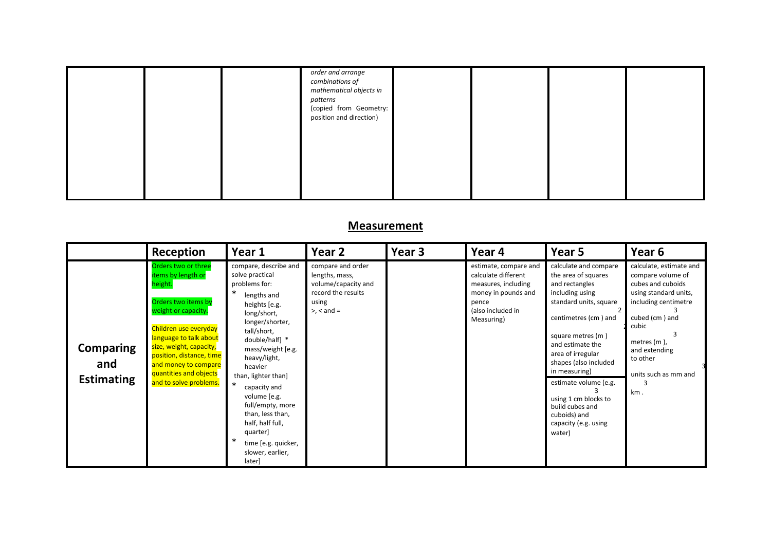| | | | | | | | |
|---|---|---|---|---|---|---|---|
| | | | *order and arrange combinations of mathematical objects in patterns* (copied from Geometry: position and direction) | | | | |

## Measurement

| | Reception | Year 1 | Year 2 | Year 3 | Year 4 | Year 5 | Year 6 |
|---|---|---|---|---|---|---|---|
| **Comparing and Estimating** | Orders two or three items by length or height.<br><br>Orders two items by weight or capacity.<br><br>Children use everyday language to talk about size, weight, capacity, position, distance, time and money to compare quantities and objects and to solve problems. | compare, describe and solve practical problems for:<br>* lengths and heights [e.g. long/short, longer/shorter, tall/short, double/half] * mass/weight [e.g. heavy/light, heavier than, lighter than]<br>* capacity and volume [e.g. full/empty, more than, less than, half, half full, quarter]<br>* time [e.g. quicker, slower, earlier, later] | compare and order lengths, mass, volume/capacity and record the results using >, < and = | | estimate, compare and calculate different measures, including money in pounds and pence (also included in Measuring) | calculate and compare the area of squares and rectangles including using standard units, square centimetres ($cm^2$) and square metres ($m^2$) and estimate the area of irregular shapes (also included in measuring)<br><br>estimate volume (e.g. using 1 $cm^3$ blocks to build cubes and cuboids) and capacity (e.g. using water) | calculate, estimate and compare volume of cubes and cuboids using standard units, including centimetre cubed ($cm^3$) and cubic metres ($m^3$), and extending to other units such as $mm^3$ and $km^3$. |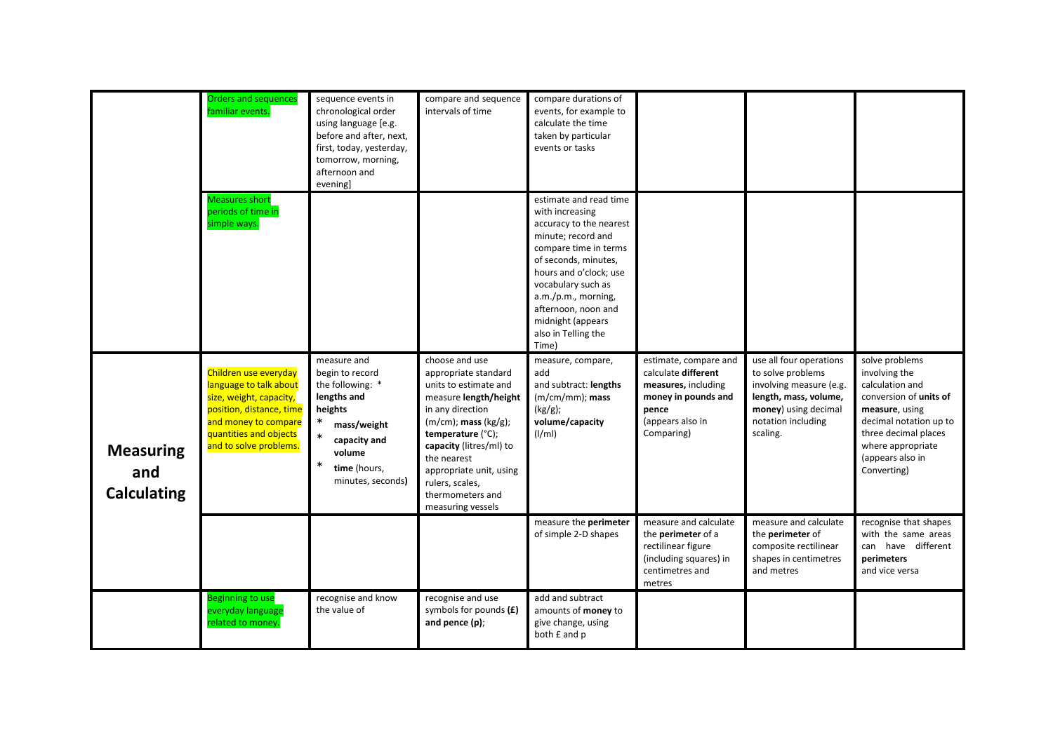| | | | | | | | |
|---|---|---|---|---|---|---|---|
| | Orders and sequences familiar events. | sequence events in chronological order using language [e.g. before and after, next, first, today, yesterday, tomorrow, morning, afternoon and evening] | compare and sequence intervals of time | compare durations of events, for example to calculate the time taken by particular events or tasks | | | |
| | Measures short periods of time in simple ways. | | | estimate and read time with increasing accuracy to the nearest minute; record and compare time in terms of seconds, minutes, hours and o'clock; use vocabulary such as a.m./p.m., morning, afternoon, noon and midnight (appears also in Telling the Time) | | | |
| **Measuring and Calculating** | Children use everyday language to talk about size, weight, capacity, position, distance, time and money to compare quantities and objects and to solve problems. | measure and begin to record the following: * **lengths and heights** * **mass/weight** * **capacity and volume** * **time** (hours, minutes, seconds**)** | choose and use appropriate standard units to estimate and measure **length/height** in any direction (m/cm); **mass** (kg/g); **temperature** (°C); **capacity** (litres/ml) to the nearest appropriate unit, using rulers, scales, thermometers and measuring vessels | measure, compare, add and subtract: **lengths** (m/cm/mm); **mass** (kg/g); **volume/capacity** (l/ml) | estimate, compare and calculate **different measures,** including **money in pounds and pence** (appears also in Comparing) | use all four operations to solve problems involving measure (e.g. **length, mass, volume, money**) using decimal notation including scaling. | solve problems involving the calculation and conversion of **units of measure**, using decimal notation up to three decimal places where appropriate (appears also in Converting) |
| | | | | measure the **perimeter** of simple 2-D shapes | measure and calculate the **perimeter** of a rectilinear figure (including squares) in centimetres and metres | measure and calculate the **perimeter** of composite rectilinear shapes in centimetres and metres | recognise that shapes with the same areas can have different **perimeters** and vice versa |
| | Beginning to use everyday language related to money. | recognise and know the value of | recognise and use symbols for pounds **(£) and pence (p)**; | add and subtract amounts of **money** to give change, using both £ and p | | | |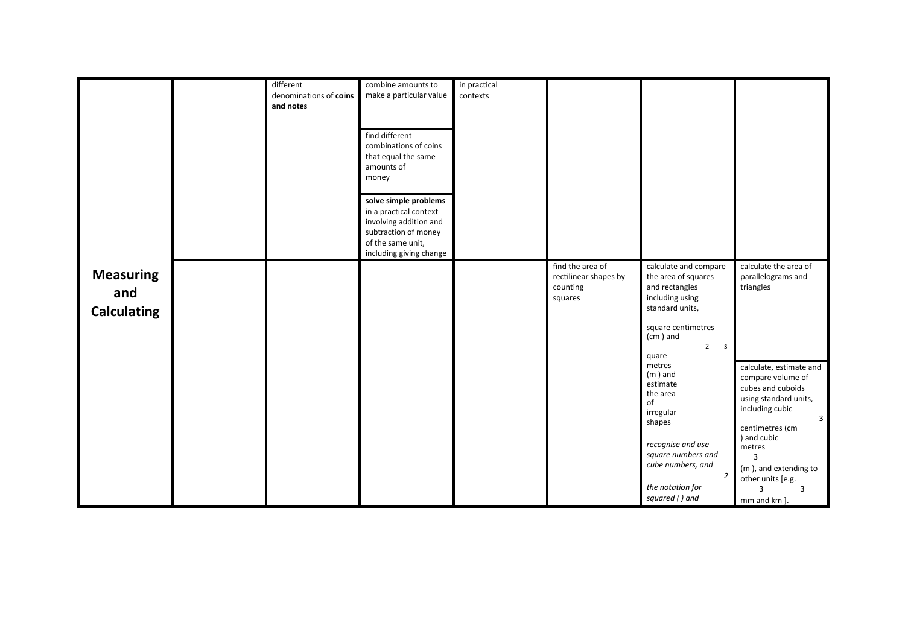| | | | | | | | |
|---|---|---|---|---|---|---|---|
| | | different denominations of **coins and notes** | combine amounts to make a particular value | in practical contexts | | | |
| | | | find different combinations of coins that equal the same amounts of money | | | | |
| | | | **solve simple problems** in a practical context involving addition and subtraction of money of the same unit, including giving change | | | | |
| **Measuring and Calculating** | | | | | find the area of rectilinear shapes by counting squares | calculate and compare the area of squares and rectangles including using standard units, square centimetres ($cm^2$) and square metres ($m^2$) and estimate the area of irregular shapes | calculate the area of parallelograms and triangles |
| | | | | | | *recognise and use square numbers and cube numbers, and the notation for squared ($^2$) and* | calculate, estimate and compare volume of cubes and cuboids using standard units, including cubic centimetres ($cm^3$) and cubic metres ($m^3$), and extending to other units [e.g. $mm^3$ and $km^3$]. |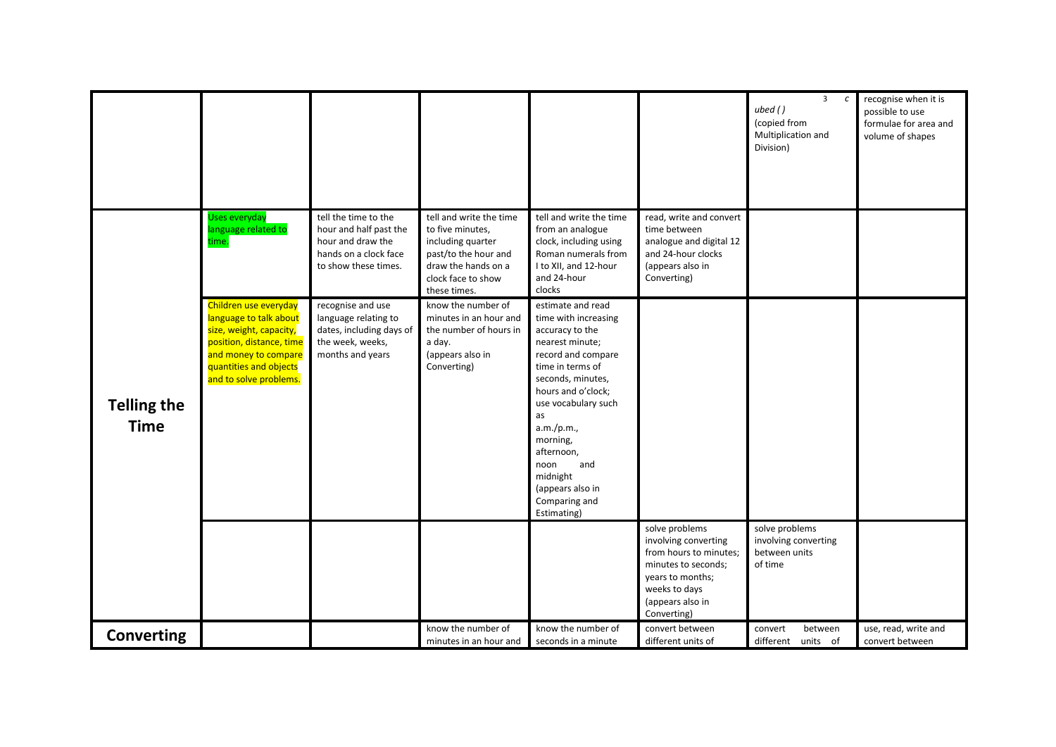| | | | | | | | |
|---|---|---|---|---|---|---|---|
| | | | | | | $^3$ $c$ *ubed ( )* (copied from Multiplication and Division) | recognise when it is possible to use formulae for area and volume of shapes |
| **Telling the Time** | Uses everyday language related to time. | tell the time to the hour and half past the hour and draw the hands on a clock face to show these times. | tell and write the time to five minutes, including quarter past/to the hour and draw the hands on a clock face to show these times. | tell and write the time from an analogue clock, including using Roman numerals from I to XII, and 12-hour and 24-hour clocks | read, write and convert time between analogue and digital 12 and 24-hour clocks (appears also in Converting) | | |
| | Children use everyday language to talk about size, weight, capacity, position, distance, time and money to compare quantities and objects and to solve problems. | recognise and use language relating to dates, including days of the week, weeks, months and years | know the number of minutes in an hour and the number of hours in a day. (appears also in Converting) | estimate and read time with increasing accuracy to the nearest minute; record and compare time in terms of seconds, minutes, hours and o'clock; use vocabulary such as a.m./p.m., morning, afternoon, noon and midnight (appears also in Comparing and Estimating) | | | |
| | | | | | solve problems involving converting from hours to minutes; minutes to seconds; years to months; weeks to days (appears also in Converting) | solve problems involving converting between units of time | |
| **Converting** | | | know the number of minutes in an hour and | know the number of seconds in a minute | convert between different units of | convert between different units of | use, read, write and convert between |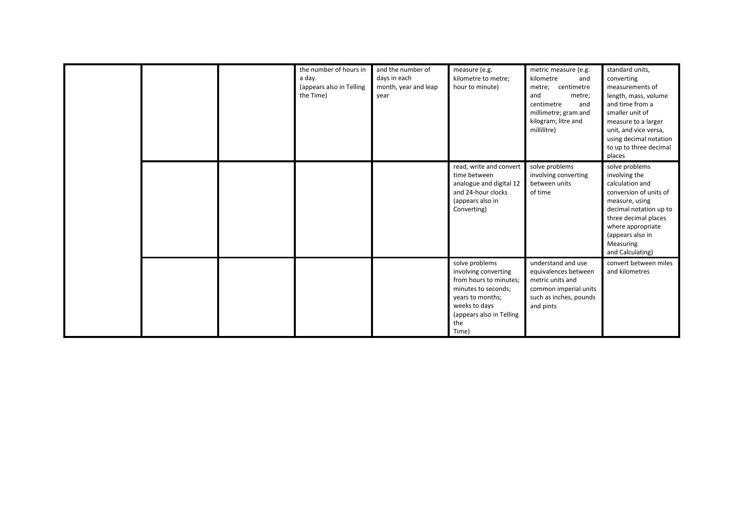|  |  |  |  |  |  |  |  |
|---|---|---|---|---|---|---|---|
|  |  |  | the number of hours in a day. (appears also in Telling the Time) | and the number of days in each month, year and leap year | measure (e.g. kilometre to metre; hour to minute) | metric measure (e.g. kilometre and metre; centimetre and metre; centimetre and millimetre; gram and kilogram; litre and millilitre) | standard units, converting measurements of length, mass, volume and time from a smaller unit of measure to a larger unit, and vice versa, using decimal notation to up to three decimal places |
|  |  |  |  |  | read, write and convert time between analogue and digital 12 and 24-hour clocks (appears also in Converting) | solve problems involving converting between units of time | solve problems involving the calculation and conversion of units of measure, using decimal notation up to three decimal places where appropriate (appears also in Measuring and Calculating) |
|  |  |  |  |  | solve problems involving converting from hours to minutes; minutes to seconds; years to months; weeks to days (appears also in Telling the Time) | understand and use equivalences between metric units and common imperial units such as inches, pounds and pints | convert between miles and kilometres |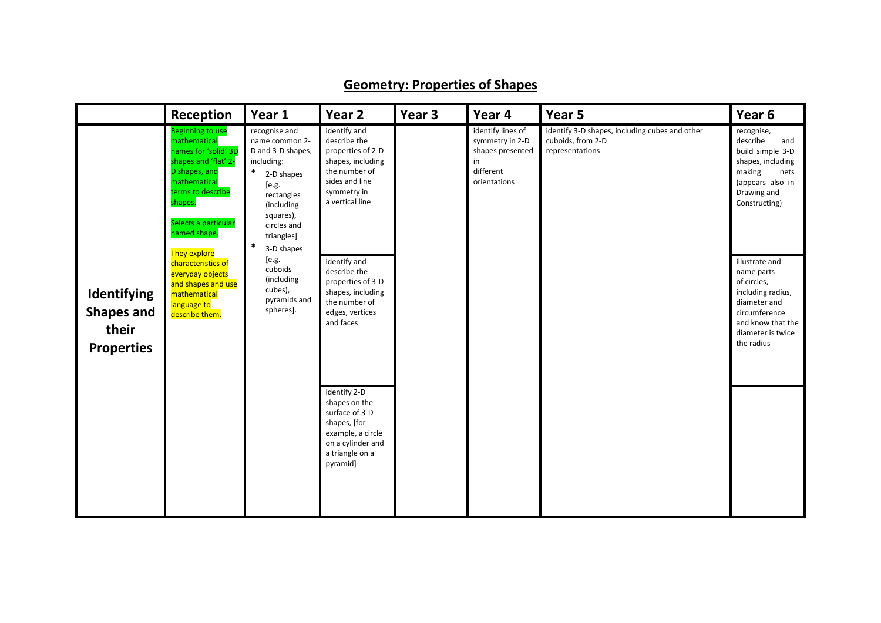## Geometry: Properties of Shapes

| | Reception | Year 1 | Year 2 | Year 3 | Year 4 | Year 5 | Year 6 |
|---|---|---|---|---|---|---|---|
| **Identifying Shapes and their Properties** | Beginning to use mathematical names for 'solid' 3D shapes and 'flat' 2-D shapes, and mathematical terms to describe shapes.<br><br>Selects a particular named shape.<br><br>They explore characteristics of everyday objects and shapes and use mathematical language to describe them. | recognise and name common 2-D and 3-D shapes, including:<br>* 2-D shapes [e.g. rectangles (including squares), circles and triangles]<br>* 3-D shapes [e.g. cuboids (including cubes), pyramids and spheres]. | identify and describe the properties of 2-D shapes, including the number of sides and line symmetry in a vertical line<br><br>identify and describe the properties of 3-D shapes, including the number of edges, vertices and faces<br><br>identify 2-D shapes on the surface of 3-D shapes, [for example, a circle on a cylinder and a triangle on a pyramid] | | identify lines of symmetry in 2-D shapes presented in different orientations | identify 3-D shapes, including cubes and other cuboids, from 2-D representations | recognise, describe and build simple 3-D shapes, including making nets (appears also in Drawing and Constructing)<br><br>illustrate and name parts of circles, including radius, diameter and circumference and know that the diameter is twice the radius |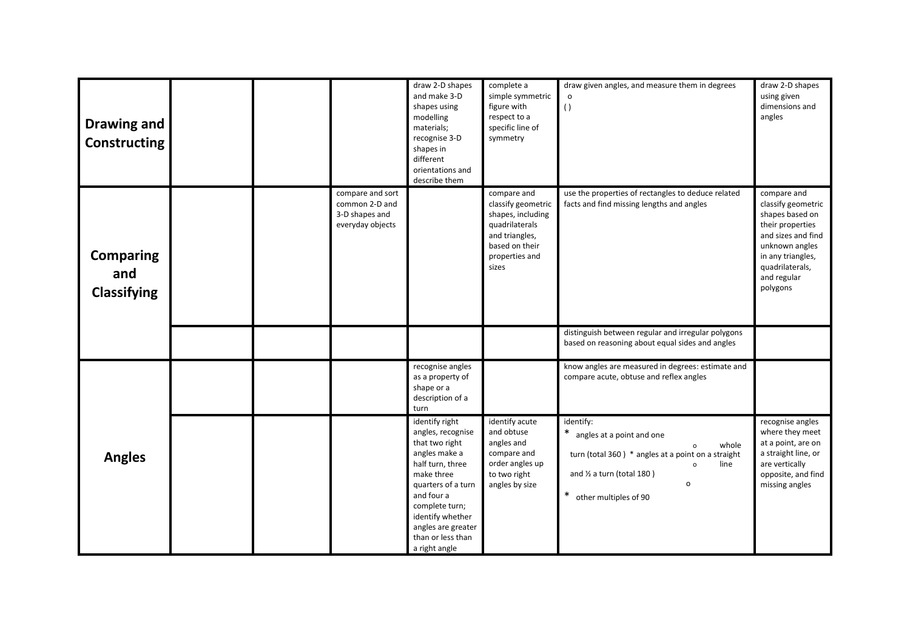| | | | | | | | |
|---|---|---|---|---|---|---|---|
| **Drawing and Constructing** | | | | draw 2-D shapes and make 3-D shapes using modelling materials; recognise 3-D shapes in different orientations and describe them | complete a simple symmetric figure with respect to a specific line of symmetry | draw given angles, and measure them in degrees ($^{o}$) | draw 2-D shapes using given dimensions and angles |
| **Comparing and Classifying** | | | compare and sort common 2-D and 3-D shapes and everyday objects | | compare and classify geometric shapes, including quadrilaterals and triangles, based on their properties and sizes | use the properties of rectangles to deduce related facts and find missing lengths and angles | compare and classify geometric shapes based on their properties and sizes and find unknown angles in any triangles, quadrilaterals, and regular polygons |
| | | | | | | distinguish between regular and irregular polygons based on reasoning about equal sides and angles | |
| **Angles** | | | | recognise angles as a property of shape or a description of a turn | | know angles are measured in degrees: estimate and compare acute, obtuse and reflex angles | |
| | | | | identify right angles, recognise that two right angles make a half turn, three make three quarters of a turn and four a complete turn; identify whether angles are greater than or less than a right angle | identify acute and obtuse angles and compare and order angles up to two right angles by size | identify: * angles at a point and one whole turn (total $360^{o}$) * angles at a point on a straight line and ½ a turn (total $180^{o}$) * other multiples of $90^{o}$ | recognise angles where they meet at a point, are on a straight line, or are vertically opposite, and find missing angles |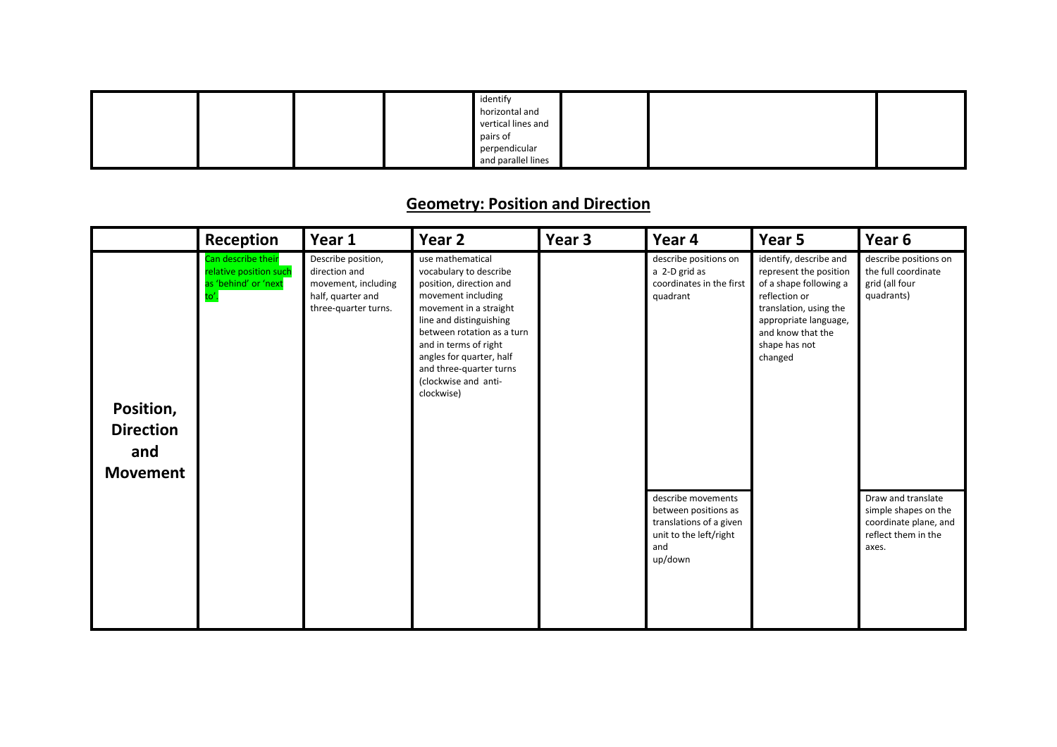| | | | | | | | |
|---|---|---|---|---|---|---|---|
| | | | | identify horizontal and vertical lines and pairs of perpendicular and parallel lines | | | |

## Geometry: Position and Direction

| | Reception | Year 1 | Year 2 | Year 3 | Year 4 | Year 5 | Year 6 |
|---|---|---|---|---|---|---|---|
| **Position, Direction and Movement** | Can describe their relative position such as 'behind' or 'next to'. | Describe position, direction and movement, including half, quarter and three-quarter turns. | use mathematical vocabulary to describe position, direction and movement including movement in a straight line and distinguishing between rotation as a turn and in terms of right angles for quarter, half and three-quarter turns (clockwise and anti-clockwise) | | describe positions on a 2-D grid as coordinates in the first quadrant | identify, describe and represent the position of a shape following a reflection or translation, using the appropriate language, and know that the shape has not changed | describe positions on the full coordinate grid (all four quadrants) |
| | | | | | describe movements between positions as translations of a given unit to the left/right and up/down | | Draw and translate simple shapes on the coordinate plane, and reflect them in the axes. |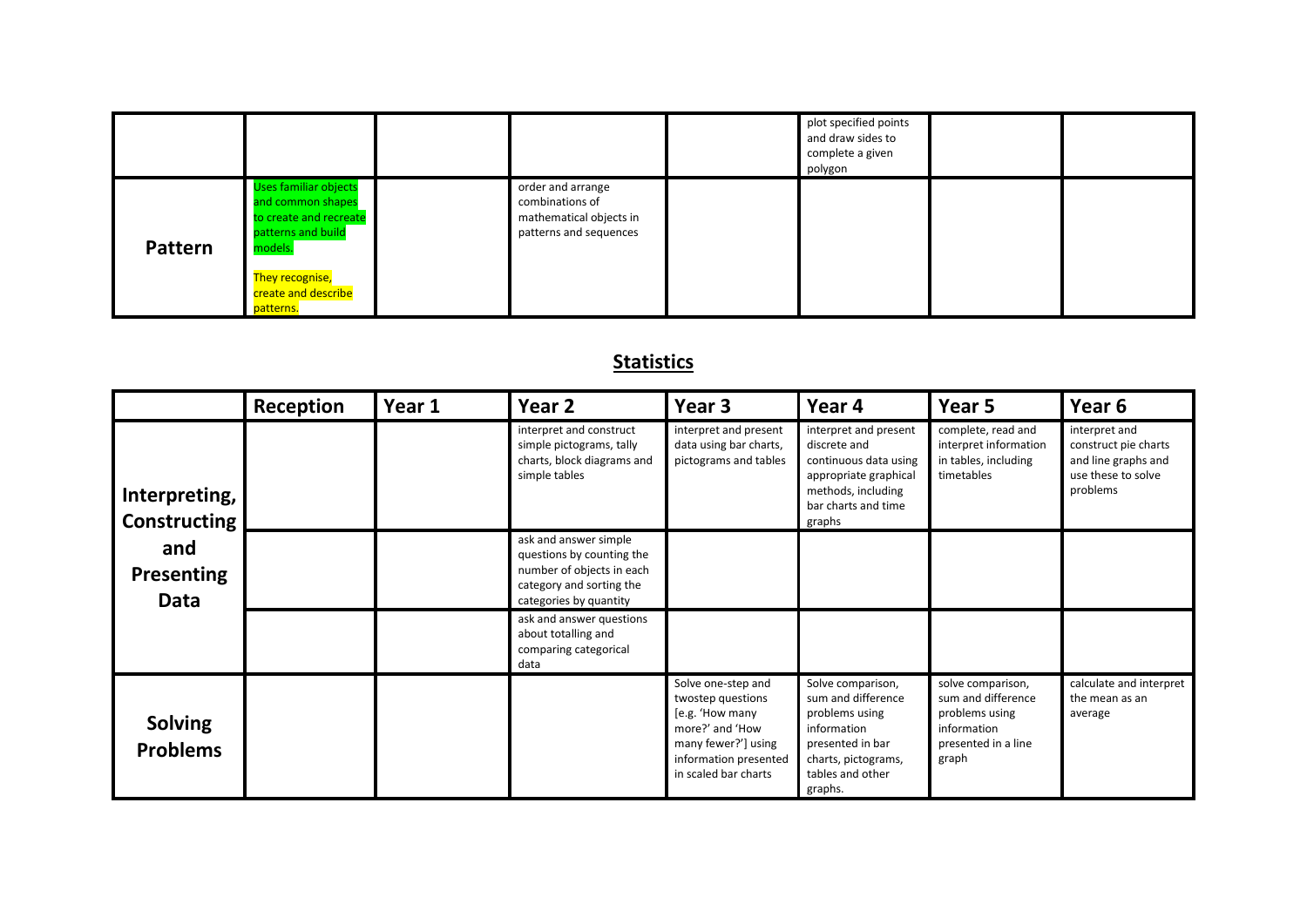|  |  |  |  |  |  |  |  |
|---|---|---|---|---|---|---|---|
|  |  |  |  |  | plot specified points and draw sides to complete a given polygon |  |  |
| **Pattern** | Uses familiar objects and common shapes to create and recreate patterns and build models.<br><br>They recognise, create and describe patterns. |  | order and arrange combinations of mathematical objects in patterns and sequences |  |  |  |  |

## **Statistics**

|  | Reception | Year 1 | Year 2 | Year 3 | Year 4 | Year 5 | Year 6 |
|---|---|---|---|---|---|---|---|
| **Interpreting, Constructing and Presenting Data** |  |  | interpret and construct simple pictograms, tally charts, block diagrams and simple tables | interpret and present data using bar charts, pictograms and tables | interpret and present discrete and continuous data using appropriate graphical methods, including bar charts and time graphs | complete, read and interpret information in tables, including timetables | interpret and construct pie charts and line graphs and use these to solve problems |
|  |  |  | ask and answer simple questions by counting the number of objects in each category and sorting the categories by quantity |  |  |  |  |
|  |  |  | ask and answer questions about totalling and comparing categorical data |  |  |  |  |
| **Solving Problems** |  |  |  | Solve one-step and twostep questions [e.g. 'How many more?' and 'How many fewer?'] using information presented in scaled bar charts | Solve comparison, sum and difference problems using information presented in bar charts, pictograms, tables and other graphs. | solve comparison, sum and difference problems using information presented in a line graph | calculate and interpret the mean as an average |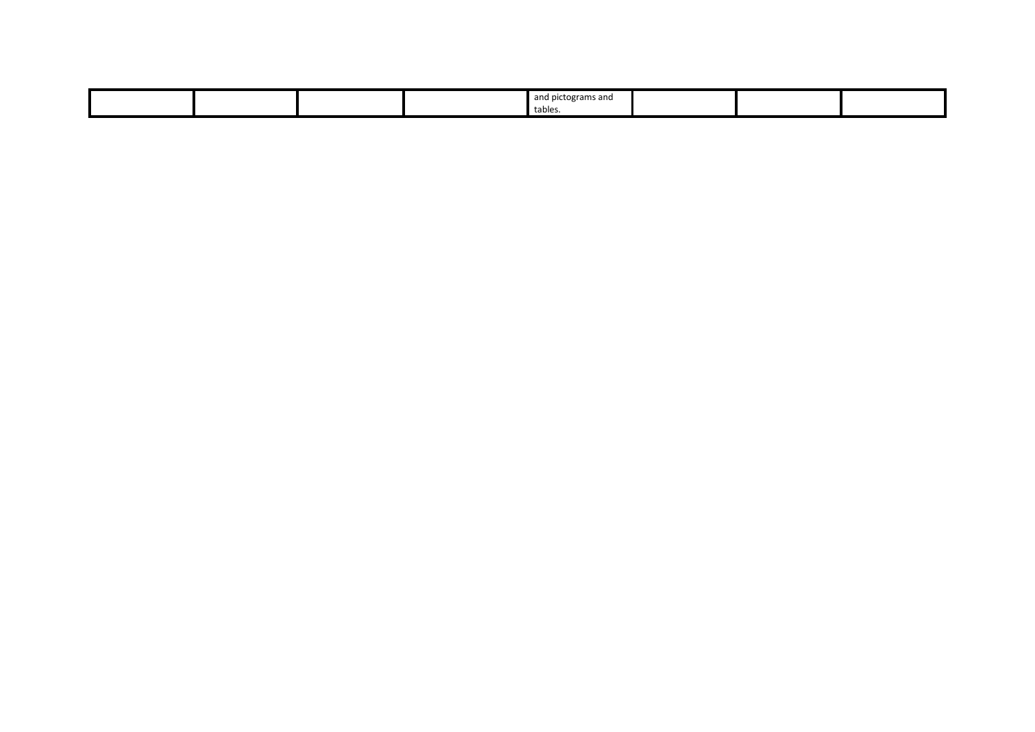| | | | | | | | |
|---|---|---|---|---|---|---|---|
| | | | | and pictograms and tables. | | | |